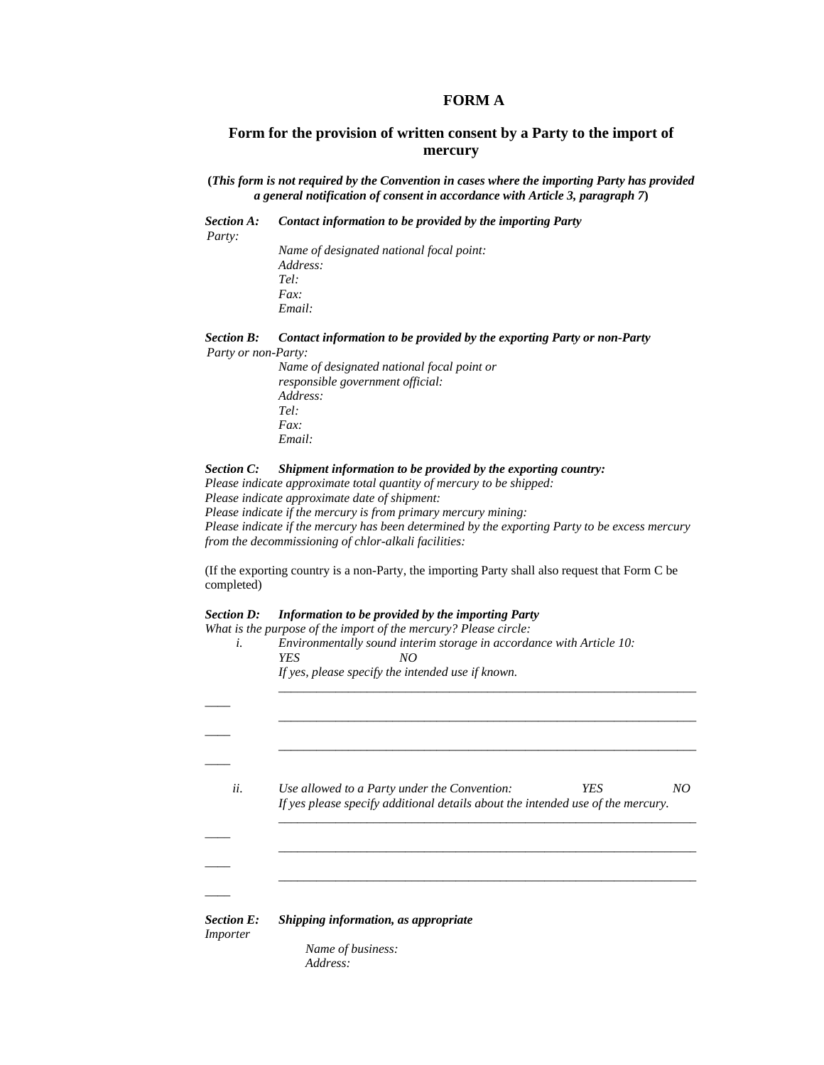# FORM A

## Form for the provision of written consent by a Party to the import of mercury

**(*This form is not required by the Convention in cases where the importing Party has provided a general notification of consent in accordance with Article 3, paragraph 7*)**

***Section A: Contact information to be provided by the importing Party***

*Party:*

*Name of designated national focal point:*
*Address:*
*Tel:*
*Fax:*
*Email:*

***Section B: Contact information to be provided by the exporting Party or non-Party***

*Party or non-Party:*

*Name of designated national focal point or responsible government official:*
*Address:*
*Tel:*
*Fax:*
*Email:*

***Section C: Shipment information to be provided by the exporting country:***

*Please indicate approximate total quantity of mercury to be shipped:*
*Please indicate approximate date of shipment:*
*Please indicate if the mercury is from primary mercury mining:*
*Please indicate if the mercury has been determined by the exporting Party to be excess mercury from the decommissioning of chlor-alkali facilities:*

(If the exporting country is a non-Party, the importing Party shall also request that Form C be completed)

***Section D: Information to be provided by the importing Party***

*What is the purpose of the import of the mercury? Please circle:*

*i.* *Environmentally sound interim storage in accordance with Article 10:*
*YES* *NO*
*If yes, please specify the intended use if known.*

_______________________________________________________________________________

_______________________________________________________________________________

_______________________________________________________________________________

*ii.* *Use allowed to a Party under the Convention:* *YES* *NO*
*If yes please specify additional details about the intended use of the mercury.*

_______________________________________________________________________________

_______________________________________________________________________________

_______________________________________________________________________________

***Section E: Shipping information, as appropriate***

*Importer*

*Name of business:*
*Address:*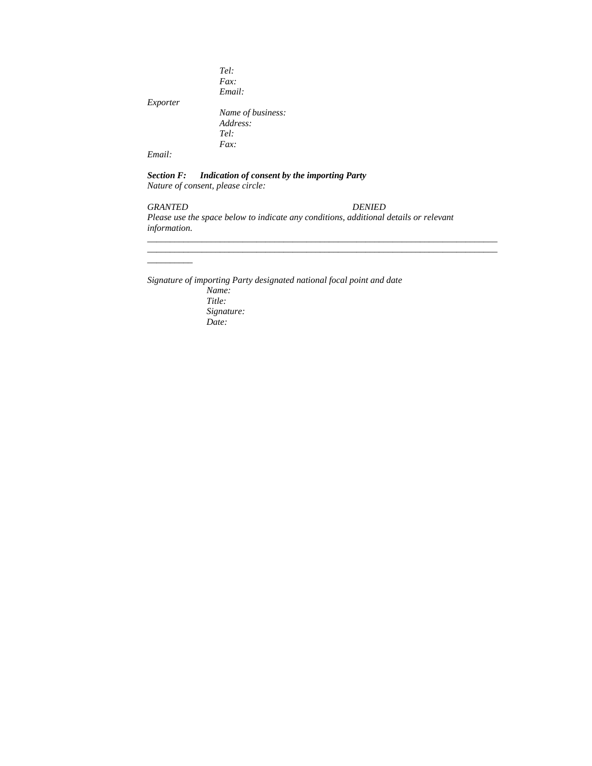*Tel:*
*Fax:*
*Email:*

*Exporter*

*Name of business:*
*Address:*
*Tel:*
*Fax:*

*Email:*

***Section F: Indication of consent by the importing Party***

*Nature of consent, please circle:*

*GRANTED* *DENIED*

*Please use the space below to indicate any conditions, additional details or relevant information.*

____________________________________________________________________________
____________________________________________________________________________
__________

*Signature of importing Party designated national focal point and date*

*Name:*
*Title:*
*Signature:*
*Date:*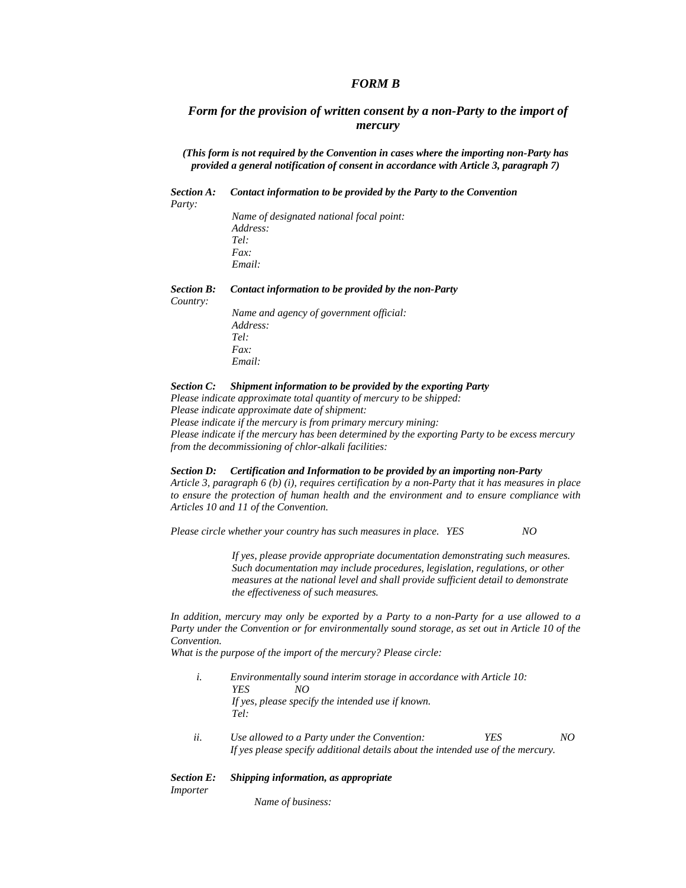## *FORM B*

### *Form for the provision of written consent by a non-Party to the import of mercury*

***(This form is not required by the Convention in cases where the importing non-Party has provided a general notification of consent in accordance with Article 3, paragraph 7)***

***Section A: Contact information to be provided by the Party to the Convention***

*Party:*

*Name of designated national focal point:*
*Address:*
*Tel:*
*Fax:*
*Email:*

***Section B: Contact information to be provided by the non-Party***

*Country:*

*Name and agency of government official:*
*Address:*
*Tel:*
*Fax:*
*Email:*

***Section C: Shipment information to be provided by the exporting Party***

*Please indicate approximate total quantity of mercury to be shipped:*
*Please indicate approximate date of shipment:*
*Please indicate if the mercury is from primary mercury mining:*
*Please indicate if the mercury has been determined by the exporting Party to be excess mercury from the decommissioning of chlor-alkali facilities:*

***Section D: Certification and Information to be provided by an importing non-Party***

*Article 3, paragraph 6 (b) (i), requires certification by a non-Party that it has measures in place to ensure the protection of human health and the environment and to ensure compliance with Articles 10 and 11 of the Convention.*

*Please circle whether your country has such measures in place. YES NO*

*If yes, please provide appropriate documentation demonstrating such measures. Such documentation may include procedures, legislation, regulations, or other measures at the national level and shall provide sufficient detail to demonstrate the effectiveness of such measures.*

*In addition, mercury may only be exported by a Party to a non-Party for a use allowed to a Party under the Convention or for environmentally sound storage, as set out in Article 10 of the Convention.*

*What is the purpose of the import of the mercury? Please circle:*

*i. Environmentally sound interim storage in accordance with Article 10:*
*YES NO*
*If yes, please specify the intended use if known.*
*Tel:*

*ii. Use allowed to a Party under the Convention: YES NO*
*If yes please specify additional details about the intended use of the mercury.*

***Section E: Shipping information, as appropriate***

*Importer*

*Name of business:*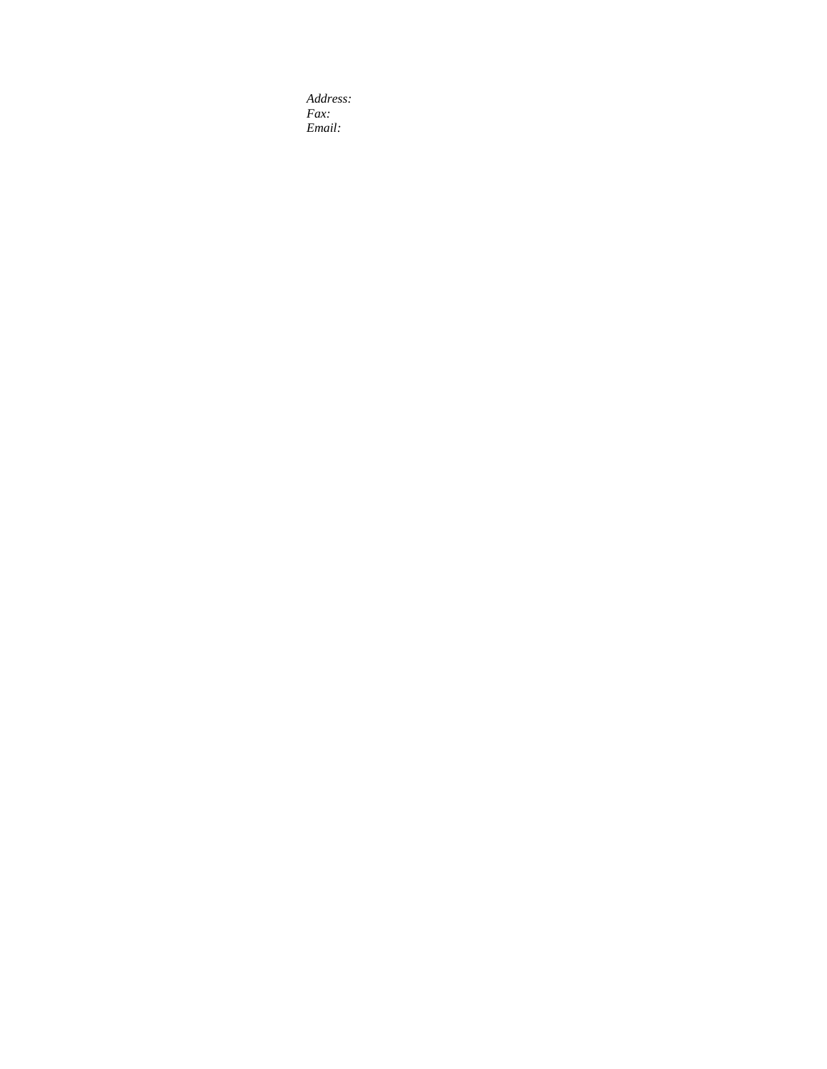*Address:*
*Fax:*
*Email:*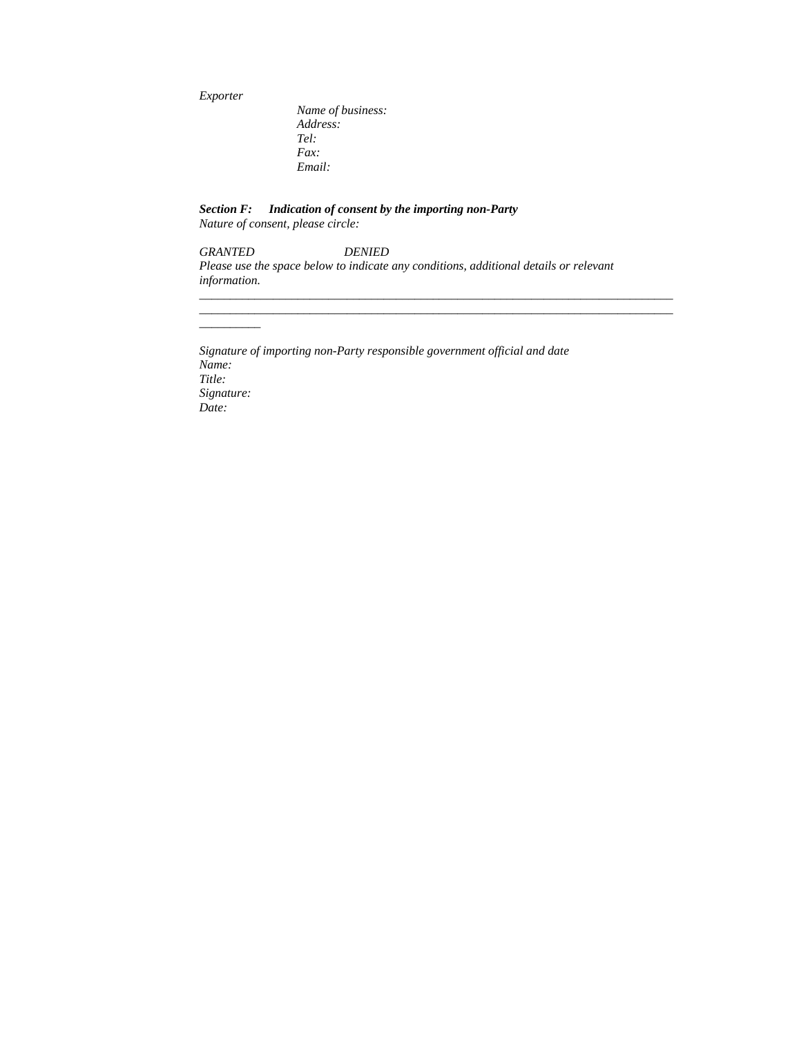*Exporter*

*Name of business:*
*Address:*
*Tel:*
*Fax:*
*Email:*

***Section F: Indication of consent by the importing non-Party***

*Nature of consent, please circle:*

*GRANTED DENIED*

*Please use the space below to indicate any conditions, additional details or relevant information.*

______________________________________________________________________________
______________________________________________________________________________
__________

*Signature of importing non-Party responsible government official and date*

*Name:*
*Title:*
*Signature:*
*Date:*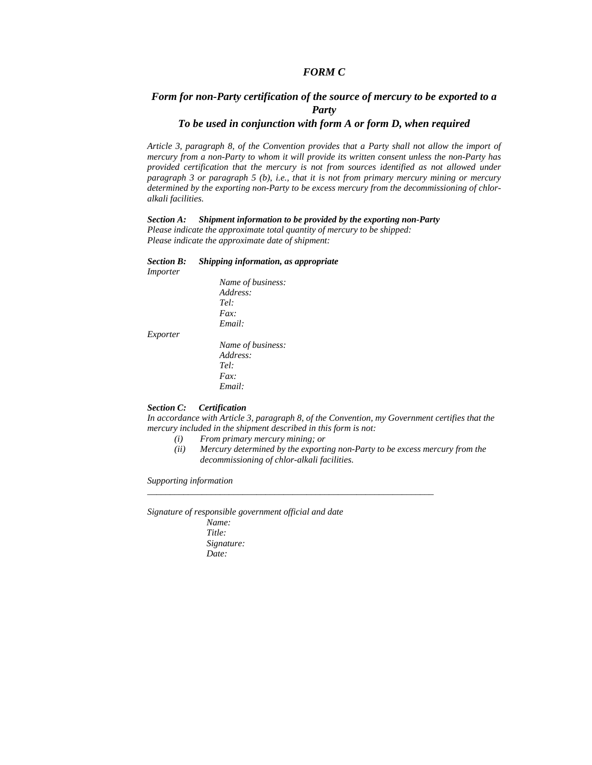# *FORM C*

## *Form for non-Party certification of the source of mercury to be exported to a Party*

## *To be used in conjunction with form A or form D, when required*

*Article 3, paragraph 8, of the Convention provides that a Party shall not allow the import of mercury from a non-Party to whom it will provide its written consent unless the non-Party has provided certification that the mercury is not from sources identified as not allowed under paragraph 3 or paragraph 5 (b), i.e., that it is not from primary mercury mining or mercury determined by the exporting non-Party to be excess mercury from the decommissioning of chlor-alkali facilities.*

***Section A: Shipment information to be provided by the exporting non-Party***

*Please indicate the approximate total quantity of mercury to be shipped:*

*Please indicate the approximate date of shipment:*

***Section B: Shipping information, as appropriate***

*Importer*

- *Name of business:*
- *Address:*
- *Tel:*
- *Fax:*
- *Email:*

*Exporter*

- *Name of business:*
- *Address:*
- *Tel:*
- *Fax:*
- *Email:*

***Section C: Certification***

*In accordance with Article 3, paragraph 8, of the Convention, my Government certifies that the mercury included in the shipment described in this form is not:*

*(i) From primary mercury mining; or*

*(ii) Mercury determined by the exporting non-Party to be excess mercury from the decommissioning of chlor-alkali facilities.*

*Supporting information*

___________________________________________________________________

*Signature of responsible government official and date*

- *Name:*
- *Title:*
- *Signature:*
- *Date:*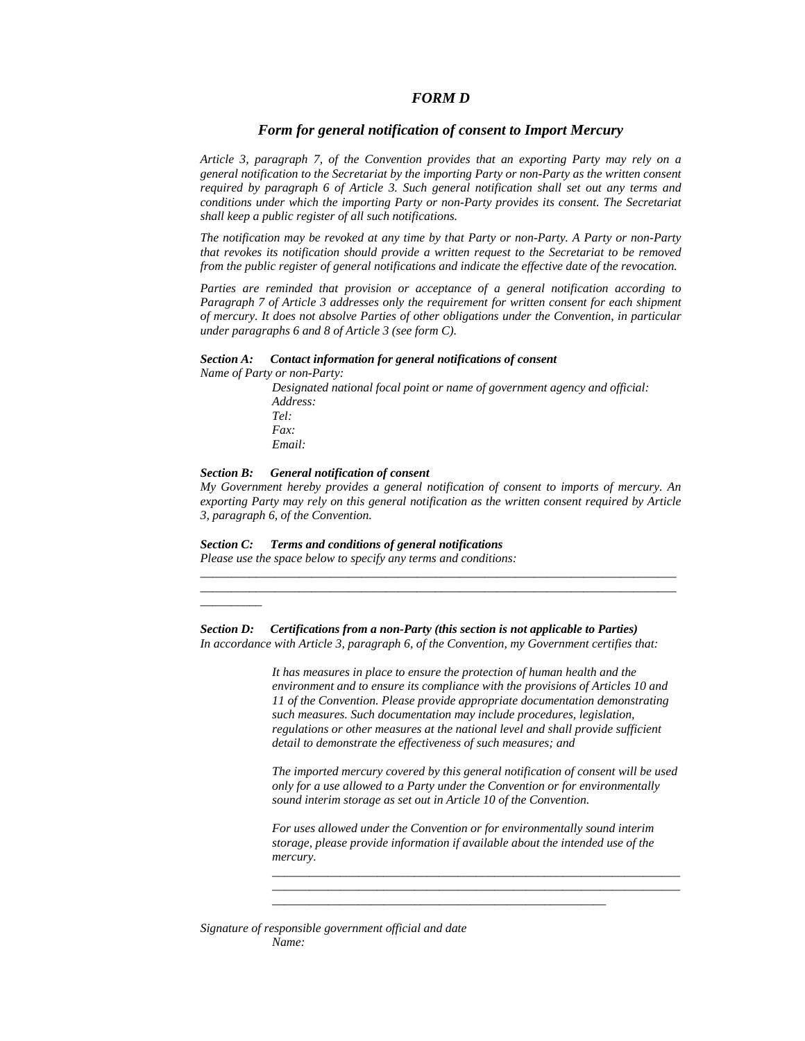# *FORM D*

## *Form for general notification of consent to Import Mercury*

*Article 3, paragraph 7, of the Convention provides that an exporting Party may rely on a general notification to the Secretariat by the importing Party or non-Party as the written consent required by paragraph 6 of Article 3. Such general notification shall set out any terms and conditions under which the importing Party or non-Party provides its consent. The Secretariat shall keep a public register of all such notifications.*

*The notification may be revoked at any time by that Party or non-Party. A Party or non-Party that revokes its notification should provide a written request to the Secretariat to be removed from the public register of general notifications and indicate the effective date of the revocation.*

*Parties are reminded that provision or acceptance of a general notification according to Paragraph 7 of Article 3 addresses only the requirement for written consent for each shipment of mercury. It does not absolve Parties of other obligations under the Convention, in particular under paragraphs 6 and 8 of Article 3 (see form C).*

***Section A: Contact information for general notifications of consent***

*Name of Party or non-Party:*

*Designated national focal point or name of government agency and official:*
*Address:*
*Tel:*
*Fax:*
*Email:*

***Section B: General notification of consent***

*My Government hereby provides a general notification of consent to imports of mercury. An exporting Party may rely on this general notification as the written consent required by Article 3, paragraph 6, of the Convention.*

***Section C: Terms and conditions of general notifications***

*Please use the space below to specify any terms and conditions:*

______________________________________________________________________________
______________________________________________________________________________
__________

***Section D: Certifications from a non-Party (this section is not applicable to Parties)***

*In accordance with Article 3, paragraph 6, of the Convention, my Government certifies that:*

*It has measures in place to ensure the protection of human health and the environment and to ensure its compliance with the provisions of Articles 10 and 11 of the Convention. Please provide appropriate documentation demonstrating such measures. Such documentation may include procedures, legislation, regulations or other measures at the national level and shall provide sufficient detail to demonstrate the effectiveness of such measures; and*

*The imported mercury covered by this general notification of consent will be used only for a use allowed to a Party under the Convention or for environmentally sound interim storage as set out in Article 10 of the Convention.*

*For uses allowed under the Convention or for environmentally sound interim storage, please provide information if available about the intended use of the mercury.*

______________________________________________________________________
______________________________________________________________________
________________________________________________________

*Signature of responsible government official and date*

*Name:*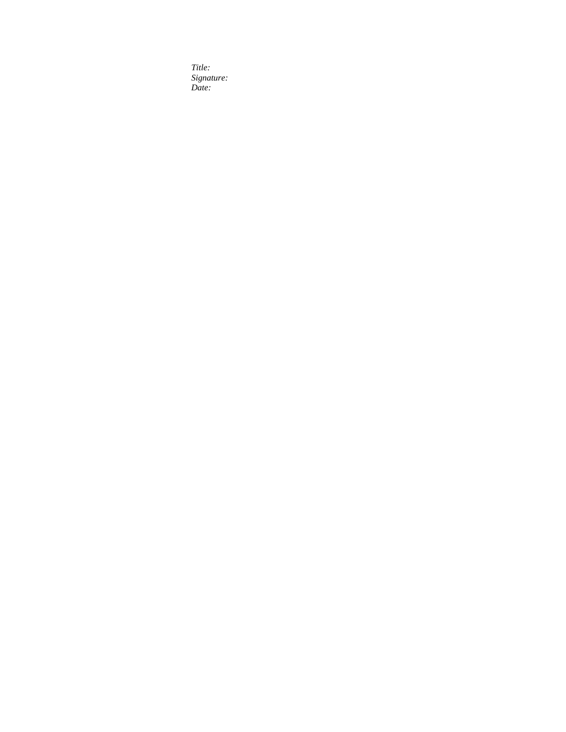*Title:*
*Signature:*
*Date:*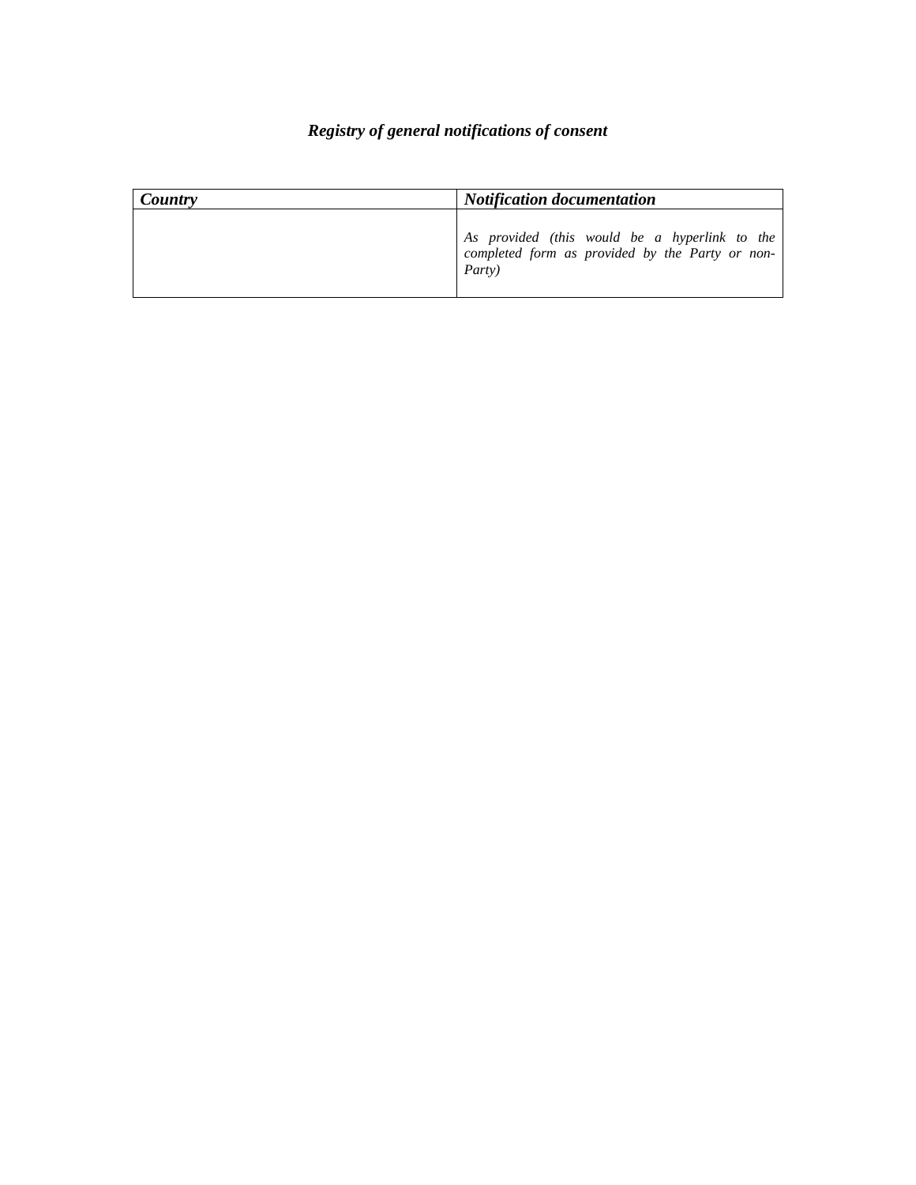***Registry of general notifications of consent***

| ***Country*** | ***Notification documentation*** |
| --- | --- |
| | *As provided (this would be a hyperlink to the completed form as provided by the Party or non-Party)* |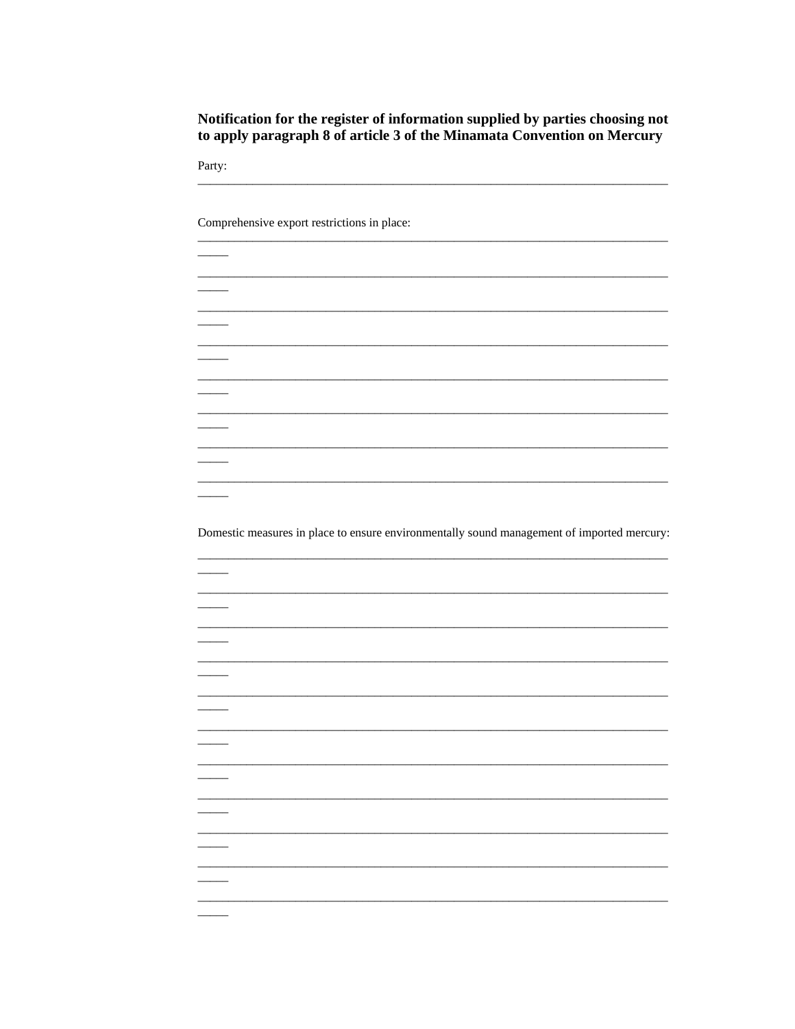**Notification for the register of information supplied by parties choosing not to apply paragraph 8 of article 3 of the Minamata Convention on Mercury**

Party:
_______________________________________________________________________________

Comprehensive export restrictions in place:
_______________________________________________________________________________
_______________________________________________________________________________
_______________________________________________________________________________
_______________________________________________________________________________
_______________________________________________________________________________
_______________________________________________________________________________
_______________________________________________________________________________
_______________________________________________________________________________

Domestic measures in place to ensure environmentally sound management of imported mercury:
_______________________________________________________________________________
_______________________________________________________________________________
_______________________________________________________________________________
_______________________________________________________________________________
_______________________________________________________________________________
_______________________________________________________________________________
_______________________________________________________________________________
_______________________________________________________________________________
_______________________________________________________________________________
_______________________________________________________________________________
_______________________________________________________________________________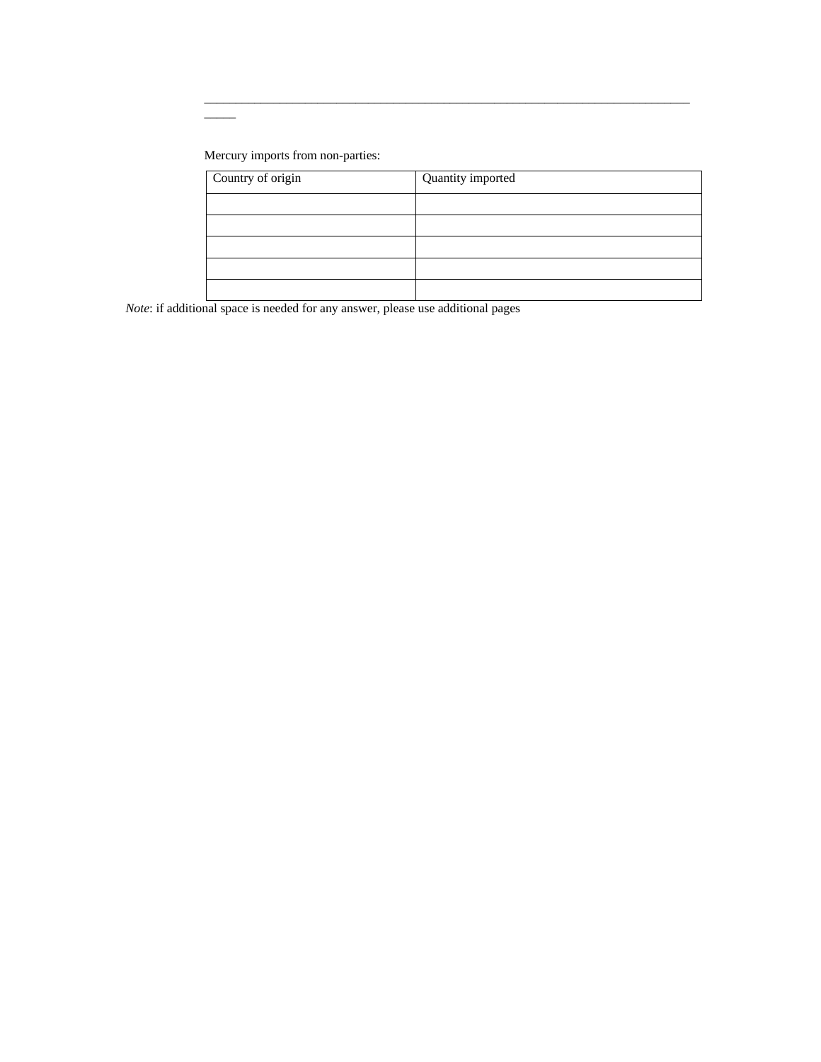_____________________________________________________________________________

Mercury imports from non-parties:

| Country of origin | Quantity imported |
| --- | --- |
| | |
| | |
| | |
| | |
| | |

*Note*: if additional space is needed for any answer, please use additional pages